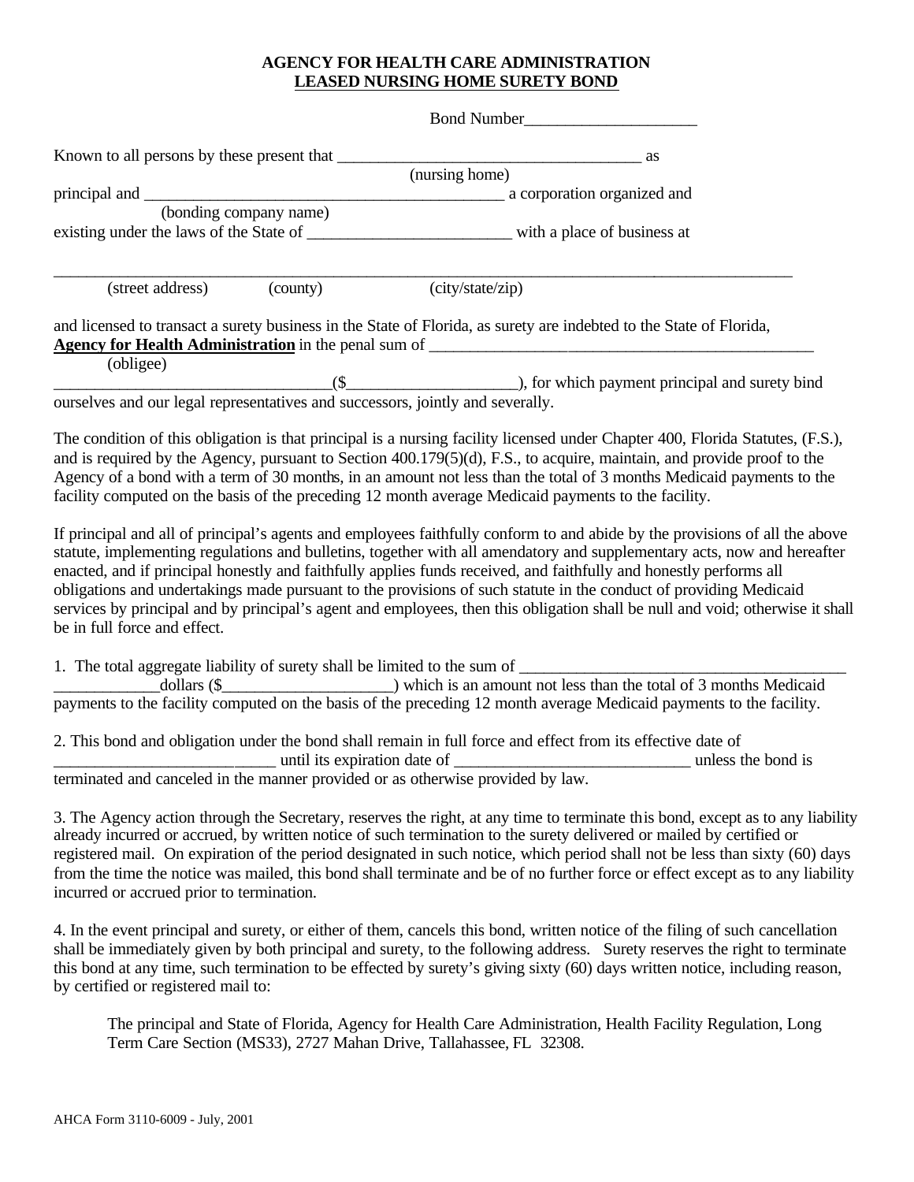**AGENCY FOR HEALTH CARE ADMINISTRATION**
**LEASED NURSING HOME SURETY BOND**

Bond Number____________________

Known to all persons by these present that ____________________________________ as
(nursing home)
principal and __________________________________________ a corporation organized and
(bonding company name)
existing under the laws of the State of ________________________ with a place of business at

_____________________________________________________________________________________
(street address) (county) (city/state/zip)

and licensed to transact a surety business in the State of Florida, as surety are indebted to the State of Florida, **Agency for Health Administration** in the penal sum of ______________________________________________
(obligee)
________________________________($____________________), for which payment principal and surety bind ourselves and our legal representatives and successors, jointly and severally.

The condition of this obligation is that principal is a nursing facility licensed under Chapter 400, Florida Statutes, (F.S.), and is required by the Agency, pursuant to Section 400.179(5)(d), F.S., to acquire, maintain, and provide proof to the Agency of a bond with a term of 30 months, in an amount not less than the total of 3 months Medicaid payments to the facility computed on the basis of the preceding 12 month average Medicaid payments to the facility.

If principal and all of principal's agents and employees faithfully conform to and abide by the provisions of all the above statute, implementing regulations and bulletins, together with all amendatory and supplementary acts, now and hereafter enacted, and if principal honestly and faithfully applies funds received, and faithfully and honestly performs all obligations and undertakings made pursuant to the provisions of such statute in the conduct of providing Medicaid services by principal and by principal's agent and employees, then this obligation shall be null and void; otherwise it shall be in full force and effect.

1. The total aggregate liability of surety shall be limited to the sum of ______________________________________ ____________dollars ($____________________) which is an amount not less than the total of 3 months Medicaid payments to the facility computed on the basis of the preceding 12 month average Medicaid payments to the facility.

2. This bond and obligation under the bond shall remain in full force and effect from its effective date of _________________________ until its expiration date of ____________________________ unless the bond is terminated and canceled in the manner provided or as otherwise provided by law.

3. The Agency action through the Secretary, reserves the right, at any time to terminate this bond, except as to any liability already incurred or accrued, by written notice of such termination to the surety delivered or mailed by certified or registered mail. On expiration of the period designated in such notice, which period shall not be less than sixty (60) days from the time the notice was mailed, this bond shall terminate and be of no further force or effect except as to any liability incurred or accrued prior to termination.

4. In the event principal and surety, or either of them, cancels this bond, written notice of the filing of such cancellation shall be immediately given by both principal and surety, to the following address. Surety reserves the right to terminate this bond at any time, such termination to be effected by surety's giving sixty (60) days written notice, including reason, by certified or registered mail to:

> The principal and State of Florida, Agency for Health Care Administration, Health Facility Regulation, Long Term Care Section (MS33), 2727 Mahan Drive, Tallahassee, FL 32308.

AHCA Form 3110-6009 - July, 2001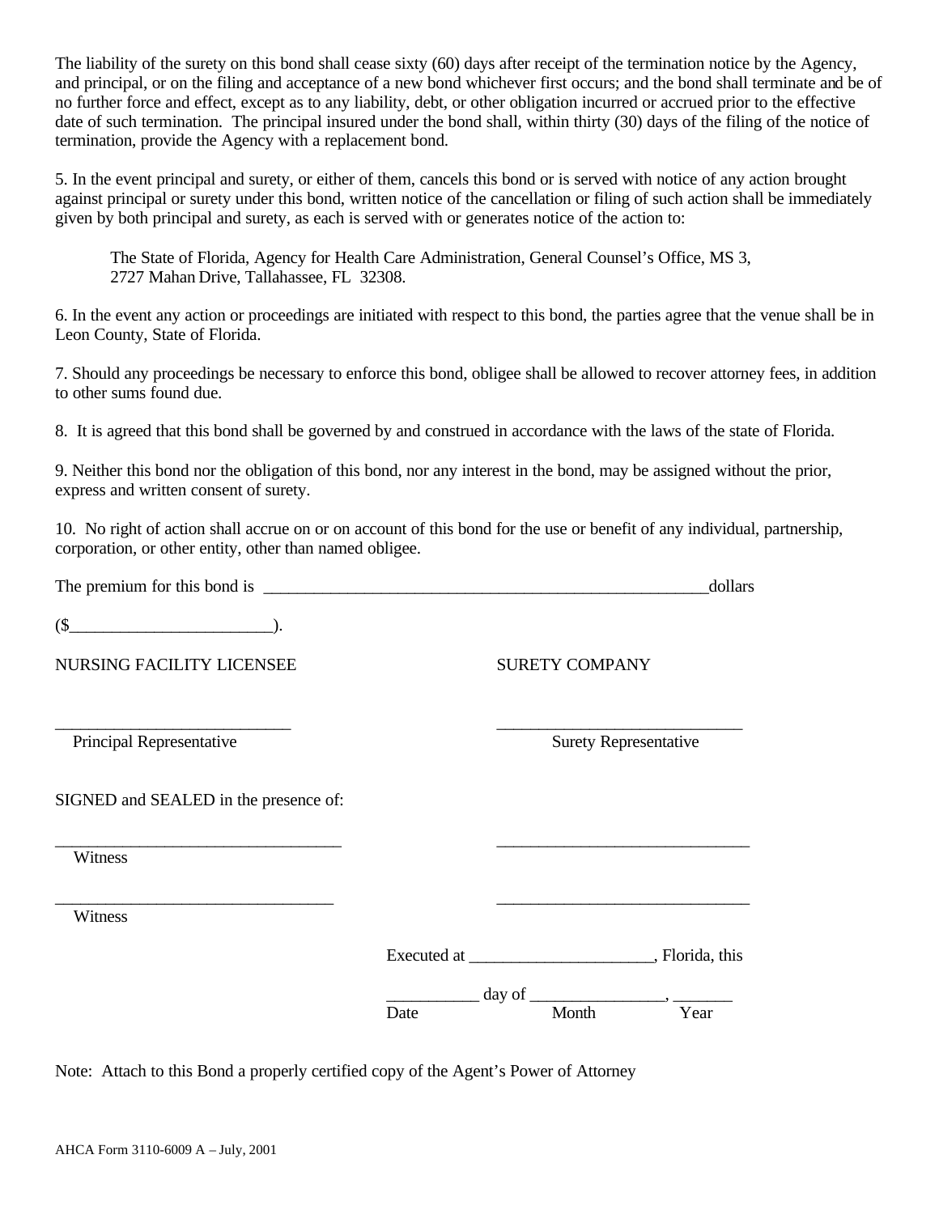The liability of the surety on this bond shall cease sixty (60) days after receipt of the termination notice by the Agency, and principal, or on the filing and acceptance of a new bond whichever first occurs; and the bond shall terminate and be of no further force and effect, except as to any liability, debt, or other obligation incurred or accrued prior to the effective date of such termination. The principal insured under the bond shall, within thirty (30) days of the filing of the notice of termination, provide the Agency with a replacement bond.

5. In the event principal and surety, or either of them, cancels this bond or is served with notice of any action brought against principal or surety under this bond, written notice of the cancellation or filing of such action shall be immediately given by both principal and surety, as each is served with or generates notice of the action to:

> The State of Florida, Agency for Health Care Administration, General Counsel's Office, MS 3, 2727 Mahan Drive, Tallahassee, FL 32308.

6. In the event any action or proceedings are initiated with respect to this bond, the parties agree that the venue shall be in Leon County, State of Florida.

7. Should any proceedings be necessary to enforce this bond, obligee shall be allowed to recover attorney fees, in addition to other sums found due.

8. It is agreed that this bond shall be governed by and construed in accordance with the laws of the state of Florida.

9. Neither this bond nor the obligation of this bond, nor any interest in the bond, may be assigned without the prior, express and written consent of surety.

10. No right of action shall accrue on or on account of this bond for the use or benefit of any individual, partnership, corporation, or other entity, other than named obligee.

The premium for this bond is ______________________________________________________dollars

($_______________________).

NURSING FACILITY LICENSEE                    SURETY COMPANY

___________________________                    ____________________________
Principal Representative                    Surety Representative

SIGNED and SEALED in the presence of:

_________________________________                    _____________________________
Witness

_________________________________                    _____________________________
Witness

Executed at _____________________, Florida, this

__________ day of _______________, _______
Date                    Month                    Year

Note: Attach to this Bond a properly certified copy of the Agent's Power of Attorney

AHCA Form 3110-6009 A – July, 2001